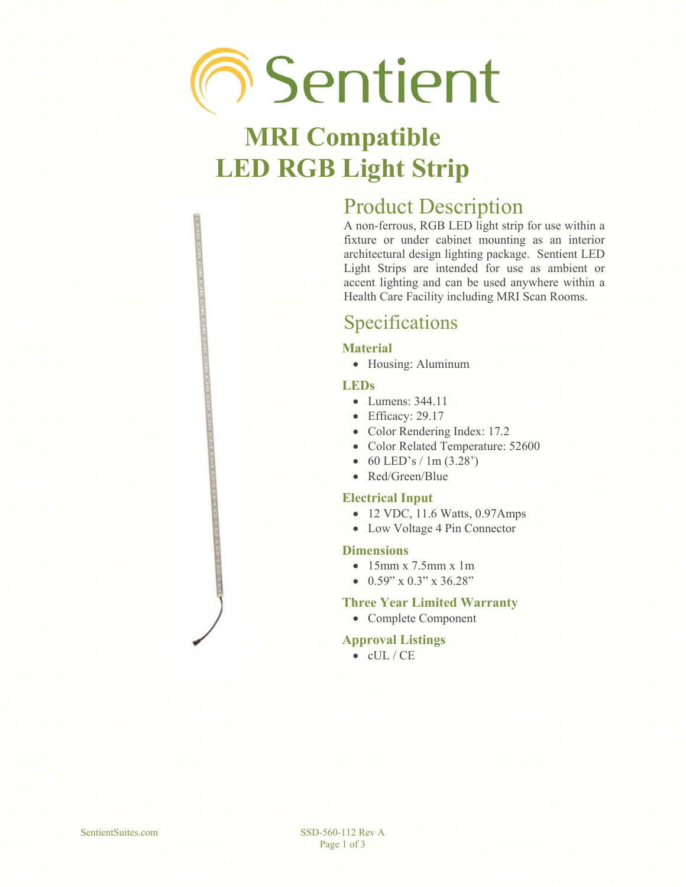# Sentient

# MRI Compatible LED RGB Light Strip

## Product Description

A non-ferrous, RGB LED light strip for use within a fixture or under cabinet mounting as an interior architectural design lighting package. Sentient LED Light Strips are intended for use as ambient or accent lighting and can be used anywhere within a Health Care Facility including MRI Scan Rooms.

## Specifications

### Material

- Housing: Aluminum

### LEDs

- Lumens: 344.11
- Efficacy: 29.17
- Color Rendering Index: 17.2
- Color Related Temperature: 52600
- 60 LED's / 1m (3.28')
- Red/Green/Blue

### Electrical Input

- 12 VDC, 11.6 Watts, 0.97Amps
- Low Voltage 4 Pin Connector

### Dimensions

- 15mm x 7.5mm x 1m
- 0.59" x 0.3" x 36.28"

### Three Year Limited Warranty

- Complete Component

### Approval Listings

- cUL / CE

SentientSuites.com

SSD-560-112 Rev A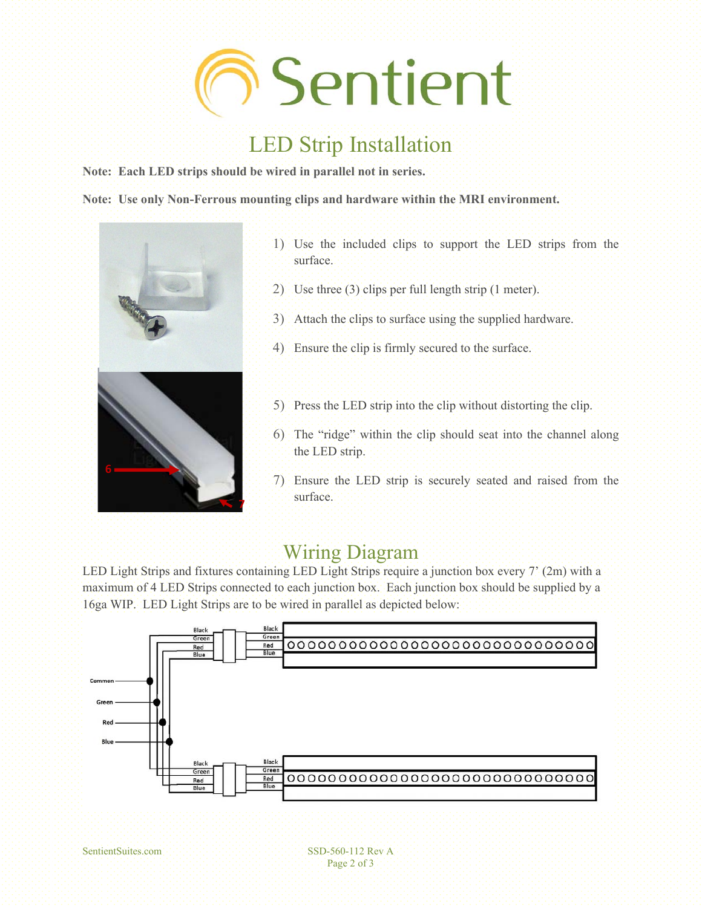# LED Strip Installation

**Note: Each LED strips should be wired in parallel not in series.**

**Note: Use only Non-Ferrous mounting clips and hardware within the MRI environment.**

1) Use the included clips to support the LED strips from the surface.
2) Use three (3) clips per full length strip (1 meter).
3) Attach the clips to surface using the supplied hardware.
4) Ensure the clip is firmly secured to the surface.
5) Press the LED strip into the clip without distorting the clip.
6) The "ridge" within the clip should seat into the channel along the LED strip.
7) Ensure the LED strip is securely seated and raised from the surface.

## Wiring Diagram

LED Light Strips and fixtures containing LED Light Strips require a junction box every 7' (2m) with a maximum of 4 LED Strips connected to each junction box. Each junction box should be supplied by a 16ga WIP. LED Light Strips are to be wired in parallel as depicted below: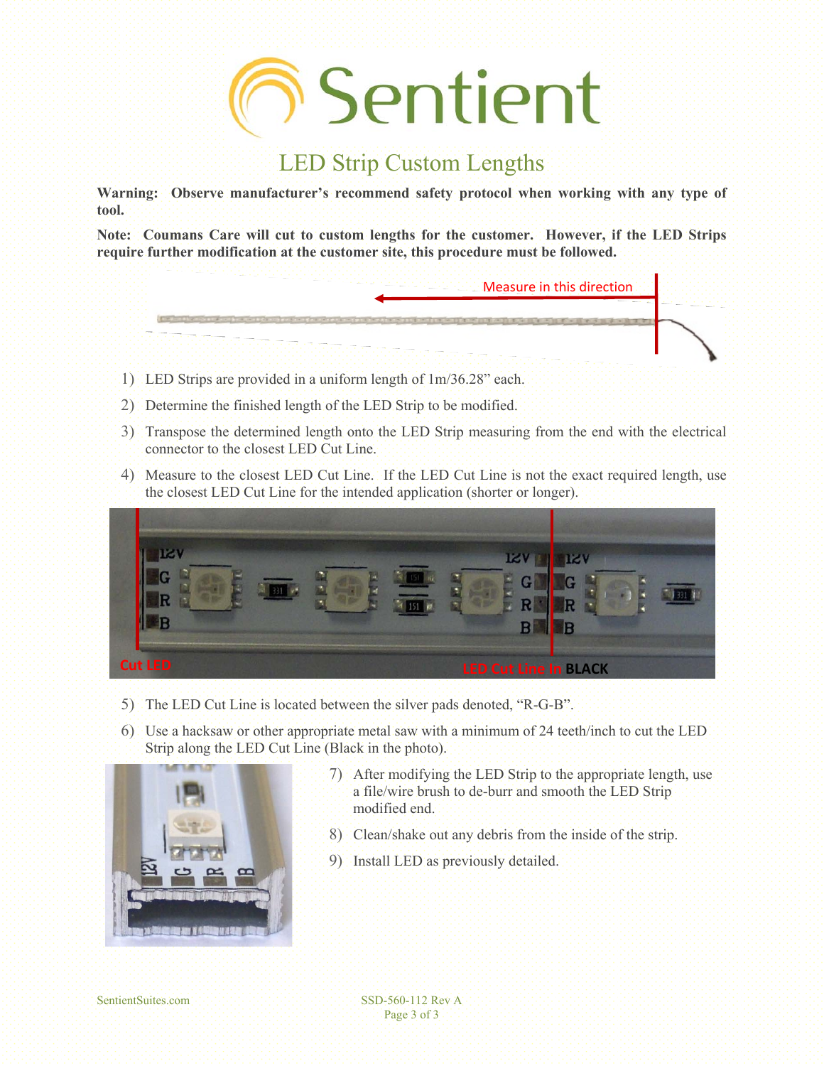# Sentient

## LED Strip Custom Lengths

**Warning: Observe manufacturer's recommend safety protocol when working with any type of tool.**

**Note: Coumans Care will cut to custom lengths for the customer. However, if the LED Strips require further modification at the customer site, this procedure must be followed.**

Measure in this direction

1) LED Strips are provided in a uniform length of 1m/36.28" each.
2) Determine the finished length of the LED Strip to be modified.
3) Transpose the determined length onto the LED Strip measuring from the end with the electrical connector to the closest LED Cut Line.
4) Measure to the closest LED Cut Line. If the LED Cut Line is not the exact required length, use the closest LED Cut Line for the intended application (shorter or longer).

Cut LED

LED Cut Line In BLACK

5) The LED Cut Line is located between the silver pads denoted, "R-G-B".
6) Use a hacksaw or other appropriate metal saw with a minimum of 24 teeth/inch to cut the LED Strip along the LED Cut Line (Black in the photo).
7) After modifying the LED Strip to the appropriate length, use a file/wire brush to de-burr and smooth the LED Strip modified end.
8) Clean/shake out any debris from the inside of the strip.
9) Install LED as previously detailed.

SentientSuites.com

SSD-560-112 Rev A